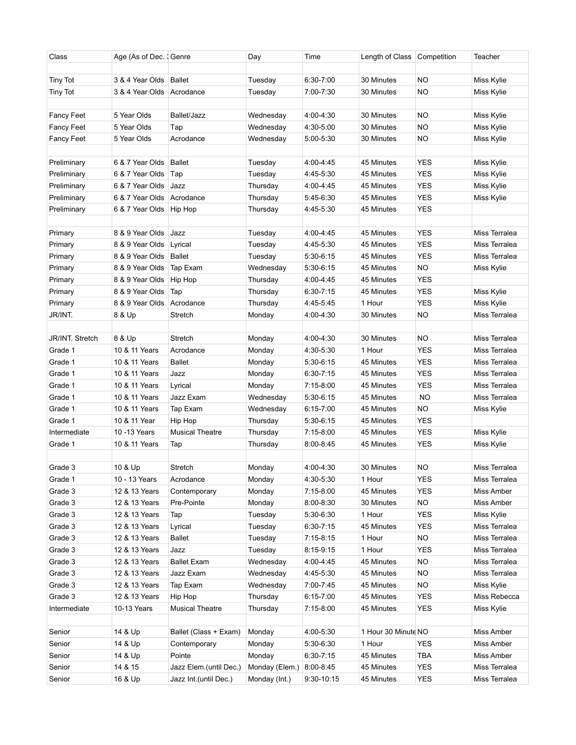| Class | Age (As of Dec. 3 | Genre | Day | Time | Length of Class | Competition | Teacher |
|---|---|---|---|---|---|---|---|
| | | | | | | | |
| Tiny Tot | 3 & 4 Year Olds | Ballet | Tuesday | 6:30-7:00 | 30 Minutes | NO | Miss Kylie |
| Tiny Tot | 3 & 4 Year Olds | Acrodance | Tuesday | 7:00-7:30 | 30 Minutes | NO | Miss Kylie |
| | | | | | | | |
| Fancy Feet | 5 Year Olds | Ballet/Jazz | Wednesday | 4:00-4:30 | 30 Minutes | NO | Miss Kylie |
| Fancy Feet | 5 Year Olds | Tap | Wednesday | 4:30-5:00 | 30 Minutes | NO | Miss Kylie |
| Fancy Feet | 5 Year Olds | Acrodance | Wednesday | 5:00-5:30 | 30 Minutes | NO | Miss Kylie |
| | | | | | | | |
| Preliminary | 6 & 7 Year Olds | Ballet | Tuesday | 4:00-4:45 | 45 Minutes | YES | Miss Kylie |
| Preliminary | 6 & 7 Year Olds | Tap | Tuesday | 4:45-5:30 | 45 Minutes | YES | Miss Kylie |
| Preliminary | 6 & 7 Year Olds | Jazz | Thursday | 4:00-4:45 | 45 Minutes | YES | Miss Kylie |
| Preliminary | 6 & 7 Year Olds | Acrodance | Thursday | 5:45-6:30 | 45 Minutes | YES | Miss Kylie |
| Preliminary | 6 & 7 Year Olds | Hip Hop | Thursday | 4:45-5:30 | 45 Minutes | YES | |
| | | | | | | | |
| Primary | 8 & 9 Year Olds | Jazz | Tuesday | 4:00-4:45 | 45 Minutes | YES | Miss Terralea |
| Primary | 8 & 9 Year Olds | Lyrical | Tuesday | 4:45-5:30 | 45 Minutes | YES | Miss Terralea |
| Primary | 8 & 9 Year Olds | Ballet | Tuesday | 5:30-6:15 | 45 Minutes | YES | Miss Terralea |
| Primary | 8 & 9 Year Olds | Tap Exam | Wednesday | 5:30-6:15 | 45 Minutes | NO | Miss Kylie |
| Primary | 8 & 9 Year Olds | Hip Hop | Thursday | 4:00-4:45 | 45 Minutes | YES | |
| Primary | 8 & 9 Year Olds | Tap | Thursday | 6:30-7:15 | 45 Minutes | YES | Miss Kylie |
| Primary | 8 & 9 Year Olds | Acrodance | Thursday | 4:45-5:45 | 1 Hour | YES | Miss Kylie |
| JR/INT. | 8 & Up | Stretch | Monday | 4:00-4:30 | 30 Minutes | NO | Miss Terralea |
| | | | | | | | |
| JR/INT. Stretch | 8 & Up | Stretch | Monday | 4:00-4:30 | 30 Minutes | NO | Miss Terralea |
| Grade 1 | 10 & 11 Years | Acrodance | Monday | 4:30-5:30 | 1 Hour | YES | Miss Terralea |
| Grade 1 | 10 & 11 Years | Ballet | Monday | 5:30-6:15 | 45 Minutes | YES | Miss Terralea |
| Grade 1 | 10 & 11 Years | Jazz | Monday | 6:30-7:15 | 45 Minutes | YES | Miss Terralea |
| Grade 1 | 10 & 11 Years | Lyrical | Monday | 7:15-8:00 | 45 Minutes | YES | Miss Terralea |
| Grade 1 | 10 & 11 Years | Jazz Exam | Wednesday | 5:30-6:15 | 45 Minutes | NO | Miss Terralea |
| Grade 1 | 10 & 11 Years | Tap Exam | Wednesday | 6:15-7:00 | 45 Minutes | NO | Miss Kylie |
| Grade 1 | 10 & 11 Year | Hip Hop | Thursday | 5:30-6:15 | 45 Minutes | YES | |
| Intermediate | 10 -13 Years | Musical Theatre | Thursday | 7:15-8:00 | 45 Minutes | YES | Miss Kylie |
| Grade 1 | 10 & 11 Years | Tap | Thursday | 8:00-8:45 | 45 Minutes | YES | Miss Kylie |
| | | | | | | | |
| Grade 3 | 10 & Up | Stretch | Monday | 4:00-4:30 | 30 Minutes | NO | Miss Terralea |
| Grade 1 | 10 - 13 Years | Acrodance | Monday | 4:30-5:30 | 1 Hour | YES | Miss Terralea |
| Grade 3 | 12 & 13 Years | Contemporary | Monday | 7:15-8:00 | 45 Minutes | YES | Miss Amber |
| Grade 3 | 12 & 13 Years | Pre-Pointe | Monday | 8:00-8:30 | 30 Minutes | NO | Miss Amber |
| Grade 3 | 12 & 13 Years | Tap | Tuesday | 5:30-6:30 | 1 Hour | YES | Miss Kylie |
| Grade 3 | 12 & 13 Years | Lyrical | Tuesday | 6:30-7:15 | 45 Minutes | YES | Miss Terralea |
| Grade 3 | 12 & 13 Years | Ballet | Tuesday | 7:15-8:15 | 1 Hour | NO | Miss Terralea |
| Grade 3 | 12 & 13 Years | Jazz | Tuesday | 8:15-9:15 | 1 Hour | YES | Miss Terralea |
| Grade 3 | 12 & 13 Years | Ballet Exam | Wednesday | 4:00-4:45 | 45 Minutes | NO | Miss Terralea |
| Grade 3 | 12 & 13 Years | Jazz Exam | Wednesday | 4:45-5:30 | 45 Minutes | NO | Miss Terralea |
| Grade 3 | 12 & 13 Years | Tap Exam | Wednesday | 7:00-7:45 | 45 Minutes | NO | Miss Kylie |
| Grade 3 | 12 & 13 Years | Hip Hop | Thursday | 6:15-7:00 | 45 Minutes | YES | Miss Rebecca |
| Intermediate | 10-13 Years | Musical Theatre | Thursday | 7:15-8:00 | 45 Minutes | YES | Miss Kylie |
| | | | | | | | |
| Senior | 14 & Up | Ballet (Class + Exam) | Monday | 4:00-5:30 | 1 Hour 30 Minute | NO | Miss Amber |
| Senior | 14 & Up | Contemporary | Monday | 5:30-6:30 | 1 Hour | YES | Miss Amber |
| Senior | 14 & Up | Pointe | Monday | 6:30-7:15 | 45 Minutes | TBA | Miss Amber |
| Senior | 14 & 15 | Jazz Elem.(until Dec.) | Monday (Elem.) | 8:00-8:45 | 45 Minutes | YES | Miss Terralea |
| Senior | 16 & Up | Jazz Int.(until Dec.) | Monday (Int.) | 9:30-10:15 | 45 Minutes | YES | Miss Terralea |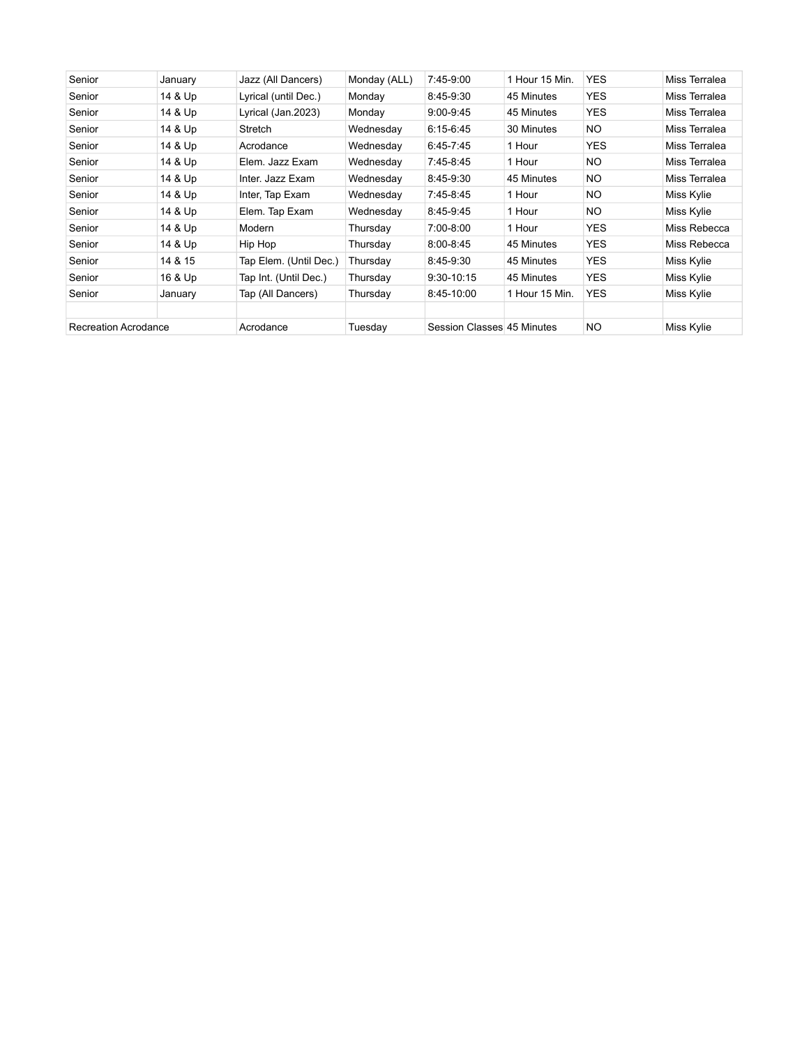| Senior | January | Jazz (All Dancers) | Monday (ALL) | 7:45-9:00 | 1 Hour 15 Min. | YES | Miss Terralea |
|---|---|---|---|---|---|---|---|
| Senior | 14 & Up | Lyrical (until Dec.) | Monday | 8:45-9:30 | 45 Minutes | YES | Miss Terralea |
| Senior | 14 & Up | Lyrical (Jan.2023) | Monday | 9:00-9:45 | 45 Minutes | YES | Miss Terralea |
| Senior | 14 & Up | Stretch | Wednesday | 6:15-6:45 | 30 Minutes | NO | Miss Terralea |
| Senior | 14 & Up | Acrodance | Wednesday | 6:45-7:45 | 1 Hour | YES | Miss Terralea |
| Senior | 14 & Up | Elem. Jazz Exam | Wednesday | 7:45-8:45 | 1 Hour | NO | Miss Terralea |
| Senior | 14 & Up | Inter. Jazz Exam | Wednesday | 8:45-9:30 | 45 Minutes | NO | Miss Terralea |
| Senior | 14 & Up | Inter, Tap Exam | Wednesday | 7:45-8:45 | 1 Hour | NO | Miss Kylie |
| Senior | 14 & Up | Elem. Tap Exam | Wednesday | 8:45-9:45 | 1 Hour | NO | Miss Kylie |
| Senior | 14 & Up | Modern | Thursday | 7:00-8:00 | 1 Hour | YES | Miss Rebecca |
| Senior | 14 & Up | Hip Hop | Thursday | 8:00-8:45 | 45 Minutes | YES | Miss Rebecca |
| Senior | 14 & 15 | Tap Elem. (Until Dec.) | Thursday | 8:45-9:30 | 45 Minutes | YES | Miss Kylie |
| Senior | 16 & Up | Tap Int. (Until Dec.) | Thursday | 9:30-10:15 | 45 Minutes | YES | Miss Kylie |
| Senior | January | Tap (All Dancers) | Thursday | 8:45-10:00 | 1 Hour 15 Min. | YES | Miss Kylie |
| | | | | | | | |
| Recreation Acrodance | | Acrodance | Tuesday | Session Classes | 45 Minutes | NO | Miss Kylie |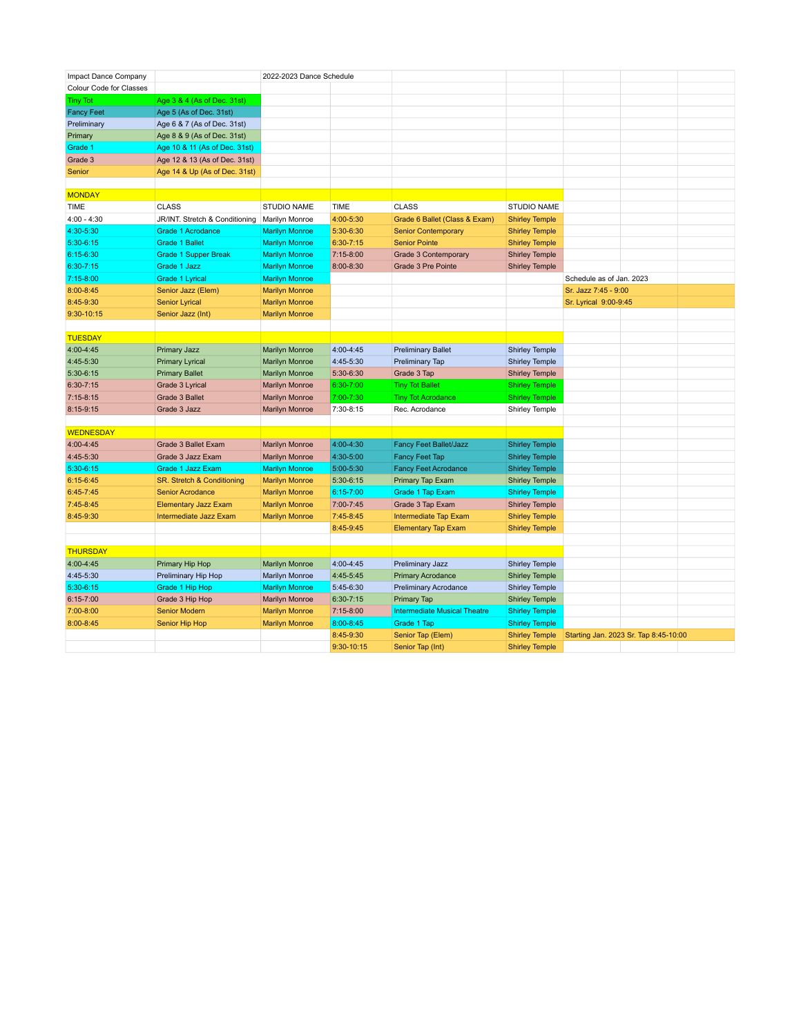| | | | | | | | | |
|---|---|---|---|---|---|---|---|---|
| Impact Dance Company | | 2022-2023 Dance Schedule | | | | | | |
| Colour Code for Classes | | | | | | | | |
| Tiny Tot | Age 3 & 4 (As of Dec. 31st) | | | | | | | |
| Fancy Feet | Age 5 (As of Dec. 31st) | | | | | | | |
| Preliminary | Age 6 & 7 (As of Dec. 31st) | | | | | | | |
| Primary | Age 8 & 9 (As of Dec. 31st) | | | | | | | |
| Grade 1 | Age 10 & 11 (As of Dec. 31st) | | | | | | | |
| Grade 3 | Age 12 & 13 (As of Dec. 31st) | | | | | | | |
| Senior | Age 14 & Up (As of Dec. 31st) | | | | | | | |
| | | | | | | | | |
| MONDAY | | | | | | | | |
| TIME | CLASS | STUDIO NAME | TIME | CLASS | STUDIO NAME | | | |
| 4:00 - 4:30 | JR/INT. Stretch & Conditioning | Marilyn Monroe | 4:00-5:30 | Grade 6 Ballet (Class & Exam) | Shirley Temple | | | |
| 4:30-5:30 | Grade 1 Acrodance | Marilyn Monroe | 5:30-6:30 | Senior Contemporary | Shirley Temple | | | |
| 5:30-6:15 | Grade 1 Ballet | Marilyn Monroe | 6:30-7:15 | Senior Pointe | Shirley Temple | | | |
| 6:15-6:30 | Grade 1 Supper Break | Marilyn Monroe | 7:15-8:00 | Grade 3 Contemporary | Shirley Temple | | | |
| 6:30-7:15 | Grade 1 Jazz | Marilyn Monroe | 8:00-8:30 | Grade 3 Pre Pointe | Shirley Temple | | | |
| 7:15-8:00 | Grade 1 Lyrical | Marilyn Monroe | | | | Schedule as of Jan. 2023 | | |
| 8:00-8:45 | Senior Jazz (Elem) | Marilyn Monroe | | | | Sr. Jazz 7:45 - 9:00 | | |
| 8:45-9:30 | Senior Lyrical | Marilyn Monroe | | | | Sr. Lyrical 9:00-9:45 | | |
| 9:30-10:15 | Senior Jazz (Int) | Marilyn Monroe | | | | | | |
| | | | | | | | | |
| TUESDAY | | | | | | | | |
| 4:00-4:45 | Primary Jazz | Marilyn Monroe | 4:00-4:45 | Preliminary Ballet | Shirley Temple | | | |
| 4:45-5:30 | Primary Lyrical | Marilyn Monroe | 4:45-5:30 | Preliminary Tap | Shirley Temple | | | |
| 5:30-6:15 | Primary Ballet | Marilyn Monroe | 5:30-6:30 | Grade 3 Tap | Shirley Temple | | | |
| 6:30-7:15 | Grade 3 Lyrical | Marilyn Monroe | 6:30-7:00 | Tiny Tot Ballet | Shirley Temple | | | |
| 7:15-8:15 | Grade 3 Ballet | Marilyn Monroe | 7:00-7:30 | Tiny Tot Acrodance | Shirley Temple | | | |
| 8:15-9:15 | Grade 3 Jazz | Marilyn Monroe | 7:30-8:15 | Rec. Acrodance | Shirley Temple | | | |
| | | | | | | | | |
| WEDNESDAY | | | | | | | | |
| 4:00-4:45 | Grade 3 Ballet Exam | Marilyn Monroe | 4:00-4:30 | Fancy Feet Ballet/Jazz | Shirley Temple | | | |
| 4:45-5:30 | Grade 3 Jazz Exam | Marilyn Monroe | 4:30-5:00 | Fancy Feet Tap | Shirley Temple | | | |
| 5:30-6:15 | Grade 1 Jazz Exam | Marilyn Monroe | 5:00-5:30 | Fancy Feet Acrodance | Shirley Temple | | | |
| 6:15-6:45 | SR. Stretch & Conditioning | Marilyn Monroe | 5:30-6:15 | Primary Tap Exam | Shirley Temple | | | |
| 6:45-7:45 | Senior Acrodance | Marilyn Monroe | 6:15-7:00 | Grade 1 Tap Exam | Shirley Temple | | | |
| 7:45-8:45 | Elementary Jazz Exam | Marilyn Monroe | 7:00-7:45 | Grade 3 Tap Exam | Shirley Temple | | | |
| 8:45-9:30 | Intermediate Jazz Exam | Marilyn Monroe | 7:45-8:45 | Intermediate Tap Exam | Shirley Temple | | | |
| | | | 8:45-9:45 | Elementary Tap Exam | Shirley Temple | | | |
| | | | | | | | | |
| THURSDAY | | | | | | | | |
| 4:00-4:45 | Primary Hip Hop | Marilyn Monroe | 4:00-4:45 | Preliminary Jazz | Shirley Temple | | | |
| 4:45-5:30 | Preliminary Hip Hop | Marilyn Monroe | 4:45-5:45 | Primary Acrodance | Shirley Temple | | | |
| 5:30-6:15 | Grade 1 Hip Hop | Marilyn Monroe | 5:45-6:30 | Preliminary Acrodance | Shirley Temple | | | |
| 6:15-7:00 | Grade 3 Hip Hop | Marilyn Monroe | 6:30-7:15 | Primary Tap | Shirley Temple | | | |
| 7:00-8:00 | Senior Modern | Marilyn Monroe | 7:15-8:00 | Intermediate Musical Theatre | Shirley Temple | | | |
| 8:00-8:45 | Senior Hip Hop | Marilyn Monroe | 8:00-8:45 | Grade 1 Tap | Shirley Temple | | | |
| | | | 8:45-9:30 | Senior Tap (Elem) | Shirley Temple | Starting Jan. 2023 Sr. Tap 8:45-10:00 | | |
| | | | 9:30-10:15 | Senior Tap (Int) | Shirley Temple | | | |